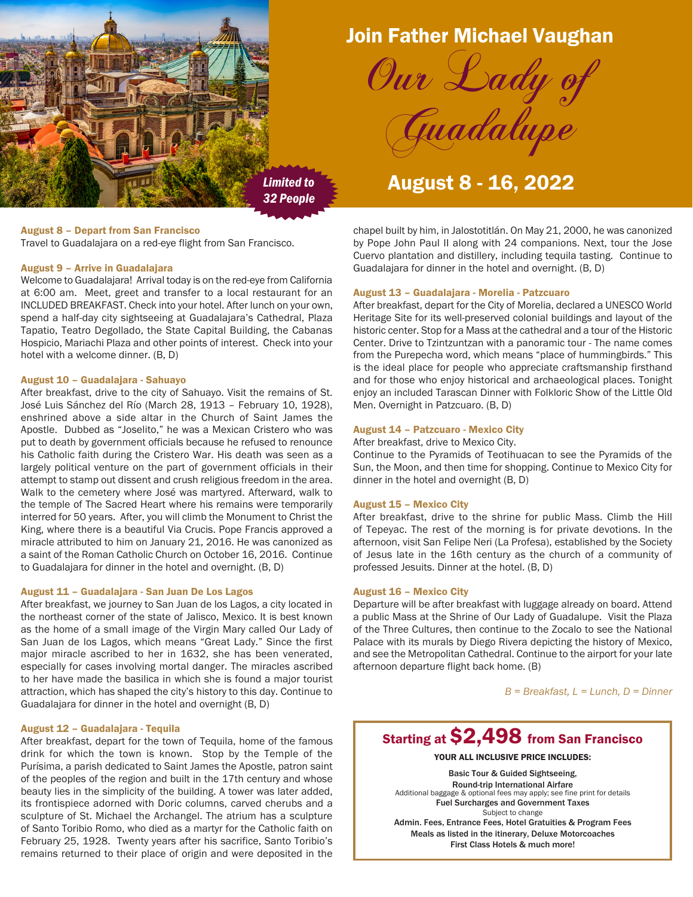# Join Father Michael Vaughan

# *Our Lady of Guadalupe*

## August 8 - 16, 2022

*Limited to 32 People*

### August 8 – Depart from San Francisco

Travel to Guadalajara on a red-eye flight from San Francisco.

### August 9 – Arrive in Guadalajara

Welcome to Guadalajara! Arrival today is on the red-eye from California at 6:00 am. Meet, greet and transfer to a local restaurant for an INCLUDED BREAKFAST. Check into your hotel. After lunch on your own, spend a half-day city sightseeing at Guadalajara's Cathedral, Plaza Tapatio, Teatro Degollado, the State Capital Building, the Cabanas Hospicio, Mariachi Plaza and other points of interest. Check into your hotel with a welcome dinner. (B, D)

### August 10 – Guadalajara - Sahuayo

After breakfast, drive to the city of Sahuayo. Visit the remains of St. José Luis Sánchez del Río (March 28, 1913 – February 10, 1928), enshrined above a side altar in the Church of Saint James the Apostle. Dubbed as "Joselito," he was a Mexican Cristero who was put to death by government officials because he refused to renounce his Catholic faith during the Cristero War. His death was seen as a largely political venture on the part of government officials in their attempt to stamp out dissent and crush religious freedom in the area. Walk to the cemetery where José was martyred. Afterward, walk to the temple of The Sacred Heart where his remains were temporarily interred for 50 years. After, you will climb the Monument to Christ the King, where there is a beautiful Via Crucis. Pope Francis approved a miracle attributed to him on January 21, 2016. He was canonized as a saint of the Roman Catholic Church on October 16, 2016. Continue to Guadalajara for dinner in the hotel and overnight. (B, D)

### August 11 – Guadalajara - San Juan De Los Lagos

After breakfast, we journey to San Juan de los Lagos, a city located in the northeast corner of the state of Jalisco, Mexico. It is best known as the home of a small image of the Virgin Mary called Our Lady of San Juan de los Lagos, which means "Great Lady." Since the first major miracle ascribed to her in 1632, she has been venerated, especially for cases involving mortal danger. The miracles ascribed to her have made the basilica in which she is found a major tourist attraction, which has shaped the city's history to this day. Continue to Guadalajara for dinner in the hotel and overnight (B, D)

### August 12 – Guadalajara - Tequila

After breakfast, depart for the town of Tequila, home of the famous drink for which the town is known. Stop by the Temple of the Purísima, a parish dedicated to Saint James the Apostle, patron saint of the peoples of the region and built in the 17th century and whose beauty lies in the simplicity of the building. A tower was later added, its frontispiece adorned with Doric columns, carved cherubs and a sculpture of St. Michael the Archangel. The atrium has a sculpture of Santo Toribio Romo, who died as a martyr for the Catholic faith on February 25, 1928. Twenty years after his sacrifice, Santo Toribio's remains returned to their place of origin and were deposited in the chapel built by him, in Jalostotitlán. On May 21, 2000, he was canonized by Pope John Paul II along with 24 companions. Next, tour the Jose Cuervo plantation and distillery, including tequila tasting. Continue to Guadalajara for dinner in the hotel and overnight. (B, D)

### August 13 – Guadalajara - Morelia - Patzcuaro

After breakfast, depart for the City of Morelia, declared a UNESCO World Heritage Site for its well-preserved colonial buildings and layout of the historic center. Stop for a Mass at the cathedral and a tour of the Historic Center. Drive to Tzintzuntzan with a panoramic tour - The name comes from the Purepecha word, which means "place of hummingbirds." This is the ideal place for people who appreciate craftsmanship firsthand and for those who enjoy historical and archaeological places. Tonight enjoy an included Tarascan Dinner with Folkloric Show of the Little Old Men. Overnight in Patzcuaro. (B, D)

### August 14 – Patzcuaro - Mexico City

After breakfast, drive to Mexico City.

Continue to the Pyramids of Teotihuacan to see the Pyramids of the Sun, the Moon, and then time for shopping. Continue to Mexico City for dinner in the hotel and overnight (B, D)

### August 15 – Mexico City

After breakfast, drive to the shrine for public Mass. Climb the Hill of Tepeyac. The rest of the morning is for private devotions. In the afternoon, visit San Felipe Neri (La Profesa), established by the Society of Jesus late in the 16th century as the church of a community of professed Jesuits. Dinner at the hotel. (B, D)

### August 16 – Mexico City

Departure will be after breakfast with luggage already on board. Attend a public Mass at the Shrine of Our Lady of Guadalupe. Visit the Plaza of the Three Cultures, then continue to the Zocalo to see the National Palace with its murals by Diego Rivera depicting the history of Mexico, and see the Metropolitan Cathedral. Continue to the airport for your late afternoon departure flight back home. (B)

*B = Breakfast, L = Lunch, D = Dinner*

---

## Starting at $2,498 from San Francisco

**YOUR ALL INCLUSIVE PRICE INCLUDES:**

**Basic Tour & Guided Sightseeing,**
**Round-trip International Airfare**
Additional baggage & optional fees may apply; see fine print for details
**Fuel Surcharges and Government Taxes**
Subject to change
**Admin. Fees, Entrance Fees, Hotel Gratuities & Program Fees**
**Meals as listed in the itinerary, Deluxe Motorcoaches**
**First Class Hotels & much more!**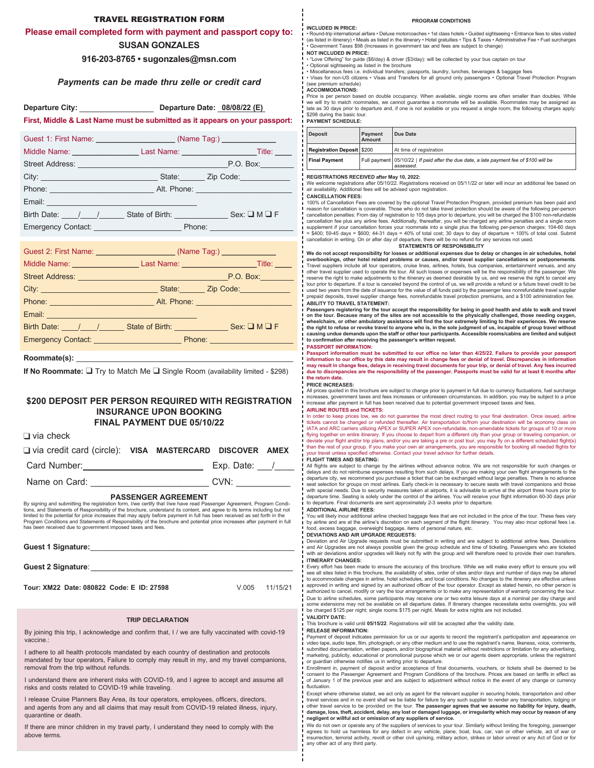# TRAVEL REGISTRATION FORM

**Please email completed form with payment and passport copy to:**

**SUSAN GONZALES**

**916-203-8765 • sugonzales@msn.com**

***Payments can be made thru zelle or credit card***

**Departure City:** ________________ **Departure Date:** 08/08/22 (E)

**First, Middle & Last Name must be submitted as it appears on your passport:**

Guest 1: First Name: __________________ (Name Tag:) ____________

Middle Name: _______________ Last Name: ________________ Title: ____

Street Address: ________________________________________ P.O. Box: ________

City: ___________________________ State: ______ Zip Code: ____________

Phone: _________________________ Alt. Phone: ____________________

Email: ____________________________________

Birth Date: ____/____/______ State of Birth: ____________ Sex: ❑ M ❑ F

Emergency Contact: ____________________ Phone: ____________________

Guest 2: First Name: __________________ (Name Tag:) ____________

Middle Name: _______________ Last Name: ________________ Title: ____

Street Address: ________________________________________ P.O. Box: ________

City: ___________________________ State: ______ Zip Code: ____________

Phone: _________________________ Alt. Phone: ____________________

Email: ____________________________________

Birth Date: ____/____/______ State of Birth: ____________ Sex: ❑ M ❑ F

Emergency Contact: ____________________ Phone: ____________________

**Roommate(s):** ____________________________________________

**If No Roommate:** ❑ Try to Match Me ❑ Single Room (availability limited - $298)

## $200 DEPOSIT PER PERSON REQUIRED WITH REGISTRATION
## INSURANCE UPON BOOKING
## FINAL PAYMENT DUE 05/10/22

❑ via check

❑ via credit card (circle): **VISA MASTERCARD DISCOVER AMEX**

Card Number: ______________________ Exp. Date: ___/____

Name on Card: ______________________ CVN: __________

### PASSENGER AGREEMENT

By signing and submitting the registration form, I/we certify that I/we have read Passenger Agreement, Program Conditions, and Statements of Responsibility of the brochure, understand its content, and agree to its terms including but not limited to the potential for price increases that may apply before payment in full has been received as set forth in the Program Conditions and Statements of Responsibility of the brochure and potential price increases after payment in full has been received due to government imposed taxes and fees.

**Guest 1 Signature:** ____________________________________________

**Guest 2 Signature:** ____________________________________________

**Tour: XM22 Date: 080822 Code: E ID: 27598** V.005 11/15/21

### TRIP DECLARATION

By joining this trip, I acknowledge and confirm that, I / we are fully vaccinated with covid-19 vaccine.:

I adhere to all health protocols mandated by each country of destination and protocols mandated by tour operators, Failure to comply may result in my, and my travel companions, removal from the trip without refunds.

I understand there are inherent risks with COVID-19, and I agree to accept and assume all risks and costs related to COVID-19 while traveling.

I release Cruise Planners Bay Area, its tour operators, employees, officers, directors, and agents from any and all claims that may result from COVID-19 related illness, injury, quarantine or death.

If there are minor children in my travel party, I understand they need to comply with the above terms.

## PROGRAM CONDITIONS

**INCLUDED IN PRICE:**
• Round-trip international airfare • Deluxe motorcoaches • 1st class hotels • Guided sightseeing • Entrance fees to sites visited (as listed in itinerary) • Meals as listed in the itinerary • Hotel gratuities • Tips & Taxes • Administrative Fee • Fuel surcharges • Government Taxes $98 (Increases in government tax and fees are subject to change)

**NOT INCLUDED IN PRICE:**
• "Love Offering" for guide ($6/day) & driver ($3/day): will be collected by your bus captain on tour
• Optional sightseeing as listed in the brochure
• Miscellaneous fees i.e. individual transfers; passports, laundry, lunches, beverages & baggage fees
• Visas for non-US citizens • Visas and Transfers for all ground only passengers • Optional Travel Protection Program (see premium schedule)

**ACCOMMODATIONS:**
Price is per person based on double occupancy. When available, single rooms are often smaller than doubles. While we will try to match roommates, we cannot guarantee a roommate will be available. Roommates may be assigned as late as 30 days prior to departure and, if one is not available or you request a single room, the following charges apply: $298 during the basic tour.

**PAYMENT SCHEDULE:**

| Deposit | Payment Amount | Due Date |
|---|---|---|
| Registration Deposit | $200 | At time of registration |
| Final Payment | Full payment | 05/10/22 \| *If paid after the due date, a late payment fee of $100 will be assessed.* |

**REGISTRATIONS RECEIVED after May 10, 2022:**
We welcome registrations after 05/10/22. Registrations received on 05/11/22 or later will incur an additional fee based on air availability. Additional fees will be advised upon registration.

**CANCELLATION FEES:**
100% of Cancellation Fees are covered by the optional Travel Protection Program, provided premium has been paid and reason for cancellation is coverable. Those who do not take travel protection should be aware of the following per-person cancellation penalties: From day of registration to 105 days prior to departure, you will be charged the $100 non-refundable cancellation fee plus any airline fees. Additionally, thereafter, you will be charged any airline penalties and a single room supplement if your cancellation forces your roommate into a single plus the following per-person charges: 104-60 days = $400; 59-45 days = $600; 44-31 days = 40% of total cost; 30 days to day of departure = 100% of total cost. Submit cancellation in writing. On or after day of departure, there will be no refund for any services not used.

### STATEMENTS OF RESPONSIBILITY

**We do not accept responsibility for losses or additional expenses due to delay or changes in air schedules, hotel overbookings, other hotel related problems or causes, and/or travel supplier cancellations or postponements**. Travel suppliers include all tour operators, cruise lines, airlines, hotels, bus companies, entertainment venues, and any other travel supplier used to operate the tour. All such losses or expenses will be the responsibility of the passenger. We reserve the right to make adjustments to the itinerary as deemed desirable by us, and we reserve the right to cancel any tour prior to departure. If a tour is canceled beyond the control of us, we will provide a refund or a future travel credit to be used two years from the date of issuance for the value of all funds paid by the passenger less nonrefundable travel supplier prepaid deposits, travel supplier change fees, nonrefundable travel protection premiums, and a $100 administration fee.

**ABILITY TO TRAVEL STATEMENT:**
**Passengers registering for the tour accept the responsibility for being in good health and able to walk and travel on the tour. Because many of the sites are not accessible to the physically challenged, those needing oxygen, wheelchairs, or other ambulatory assistance will find the tour extremely limiting to their experiences. We reserve the right to refuse or revoke travel to anyone who is, in the sole judgment of us, incapable of group travel without causing undue demands upon the staff or other tour participants. Accessible rooms/cabins are limited and subject to confirmation after receiving the passenger's written request.**

**PASSPORT INFORMATION:**
**Passport information must be submitted to our office no later than 4/25/22. Failure to provide your passport information to our office by this date may result in change fees or denial of travel. Discrepancies in information may result in change fees, delays in receiving travel documents for your trip, or denial of travel. Any fees incurred due to discrepancies are the responsibility of the passenger. Passports must be valid for at least 6 months after the return date.**

**PRICE INCREASES:**
All prices quoted in this brochure are subject to change prior to payment in full due to currency fluctuations, fuel surcharge increases, government taxes and fees increases or unforeseen circumstances. In addition, you may be subject to a price increase after payment in full has been received due to potential government imposed taxes and fees.

**AIRLINE ROUTES and TICKETS:**
In order to keep prices low, we do not guarantee the most direct routing to your final destination. Once issued, airline tickets cannot be changed or refunded thereafter. Air transportation to/from your destination will be economy class on IATA and ARC carriers utilizing APEX or SUPER APEX non-refundable, non-amendable tickets for groups of 10 or more flying together on entire itinerary. If you choose to depart from a different city than your group or traveling companion, or deviate your flight and/or trip plans, and/or you are taking a pre or post tour, you may fly on a different scheduled flight(s) than the rest of your group. If you make your own air arrangements, you are responsible for booking all needed flights for your travel unless specified otherwise. Contact your travel advisor for further details.

**FLIGHT TIMES AND SEATING:**
All flights are subject to change by the airlines without advance notice. We are not responsible for such changes or delays and do not reimburse expenses resulting from such delays. If you are making your own flight arrangements to the departure city, we recommend you purchase a ticket that can be exchanged without large penalties. There is no advance seat selection for groups on most airlines. Early check-in is necessary to secure seats with travel companions and those with special needs. Due to security measures taken at airports, it is advisable to arrive at the airport three hours prior to departure time. Seating is solely under the control of the airlines. You will receive your flight information 60-30 days prior to departure. Final documents are sent approximately 2-3 weeks prior to departure.

**ADDITIONAL AIRLINE FEES:**
You will likely incur additional airline checked baggage fees that are not included in the price of the tour. These fees vary by airline and are at the airline's discretion on each segment of the flight itinerary. You may also incur optional fees i.e. food, excess baggage, overweight baggage, items of personal nature, etc.

**DEVIATIONS AND AIR UPGRADE REQUESTS:**
Deviation and Air Upgrade requests must be submitted in writing and are subject to additional airline fees. Deviations and Air Upgrades are not always possible given the group schedule and time of ticketing. Passengers who are ticketed with air deviations and/or upgrades will likely not fly with the group and will therefore need to provide their own transfers.

**ITINERARY CHANGES:**
Every effort has been made to ensure the accuracy of this brochure. While we will make every effort to ensure you will see all sites listed in this brochure, the availability of sites, order of sites and/or days and number of days may be altered to accommodate changes in airline, hotel schedules, and local conditions. No changes to the itinerary are effective unless approved in writing and signed by an authorized officer of the tour operator. Except as stated herein, no other person is authorized to cancel, modify or vary the tour arrangements or to make any representation of warranty concerning the tour. Due to airline schedules, some participants may receive one or two extra leisure days at a nominal per day charge and some extensions may not be available on all departure dates. If itinerary changes necessitate extra overnights, you will be charged $125 per night; single rooms $175 per night. Meals for extra nights are not included.

**VALIDITY DATE:**
This brochure is valid until **05/15/22**. Registrations will still be accepted after the validity date.

**RELEASE INFORMATION:**
Payment of deposit indicates permission for us or our agents to record the registrant's participation and appearance on video tape, audio tape, film, photograph, or any other medium and to use the registrant's name, likeness, voice, comments, submitted documentation, written papers, and/or biographical material without restrictions or limitation for any advertising, marketing, publicity, educational or promotional purpose which we or our agents deem appropriate, unless the registrant or guardian otherwise notifies us in writing prior to departure.

Enrollment in, payment of deposit and/or acceptance of final documents, vouchers, or tickets shall be deemed to be consent to the Passenger Agreement and Program Conditions of the brochure. Prices are based on tariffs in effect as of January 1 of the previous year and are subject to adjustment without notice in the event of any change or currency fluctuation.

Except where otherwise stated, we act only as agent for the relevant supplier in securing hotels, transportation and other travel services and in no event shall we be liable for failure by any such supplier to render any transportation, lodging or other travel service to be provided on the tour. **The passenger agrees that we assume no liability for injury, death, damage, loss, theft, accident, delay, any lost or damaged luggage, or irregularity which may occur by reason of any negligent or willful act or omission of any suppliers of service.**

We do not own or operate any of the suppliers of services to your tour. Similarly without limiting the foregoing, passenger agrees to hold us harmless for any defect in any vehicle, plane, boat, bus, car, van or other vehicle, act of war or insurrection, terrorist activity, revolt or other civil uprising, military action, strikes or labor unrest or any Act of God or for any other act of any third party.